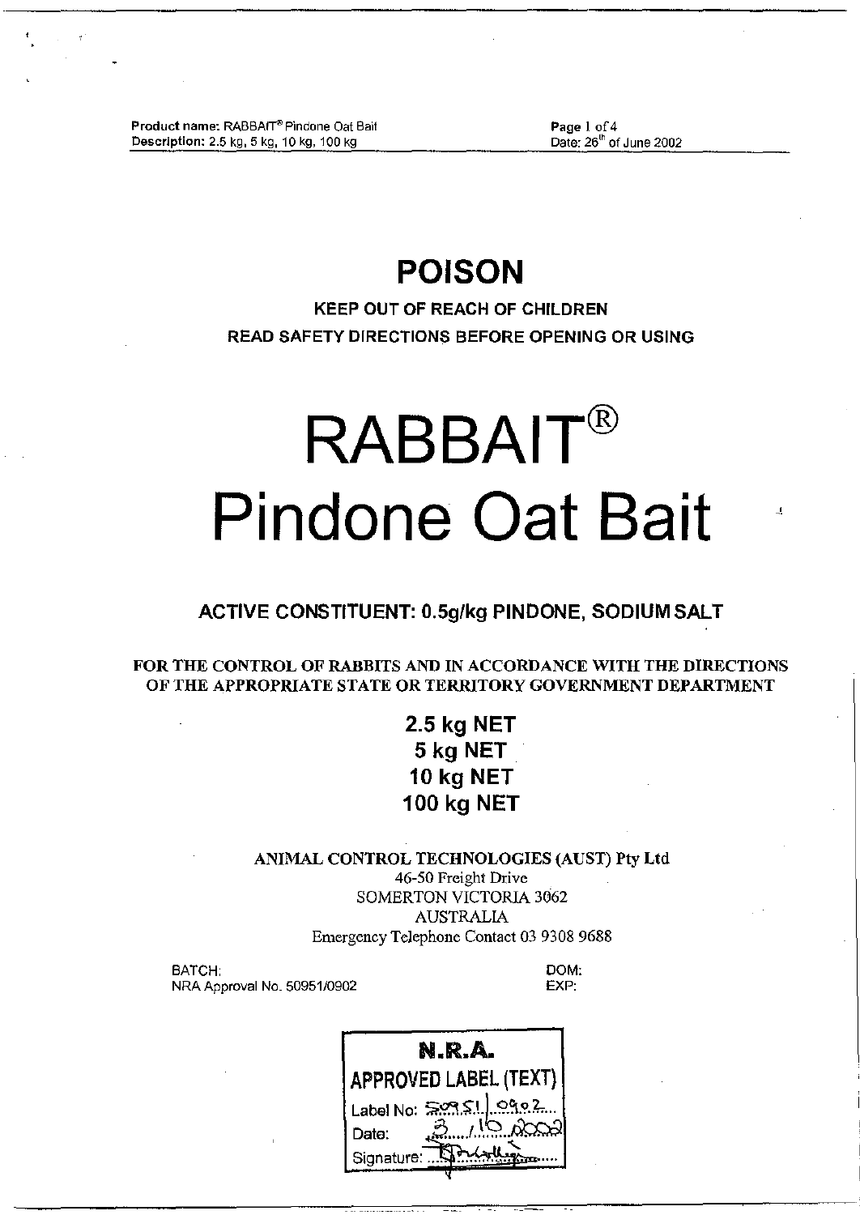# POISON

**KEEP OUT OF REACH OF CHILDREN**

**READ SAFETY DIRECTIONS BEFORE OPENING OR USING**

# RABBAIT®
# Pindone Oat Bait

**ACTIVE CONSTITUENT: 0.5g/kg PINDONE, SODIUM SALT**

**FOR THE CONTROL OF RABBITS AND IN ACCORDANCE WITH THE DIRECTIONS OF THE APPROPRIATE STATE OR TERRITORY GOVERNMENT DEPARTMENT**

**2.5 kg NET**
**5 kg NET**
**10 kg NET**
**100 kg NET**

**ANIMAL CONTROL TECHNOLOGIES (AUST) Pty Ltd**
46-50 Freight Drive
SOMERTON VICTORIA 3062
AUSTRALIA
Emergency Telephone Contact 03 9308 9688

BATCH:
NRA Approval No. 50951/0902

DOM:
EXP:

**N.R.A.**
**APPROVED LABEL (TEXT)**
Label No: 50951/0902
Date: 3/10/2002
Signature: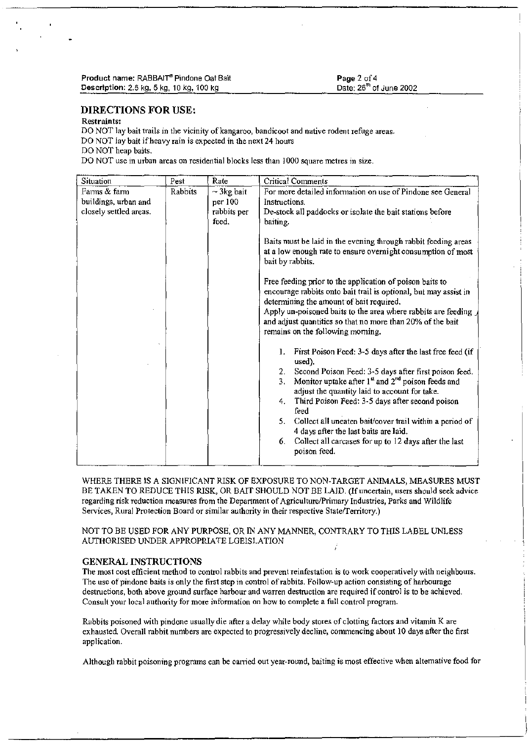## DIRECTIONS FOR USE:

**Restraints:**

DO NOT lay bait trails in the vicinity of kangaroo, bandicoot and native rodent refuge areas.

DO NOT lay bait if heavy rain is expected in the next 24 hours

DO NOT heap baits.

DO NOT use in urban areas on residential blocks less than 1000 square metres in size.

| Situation | Pest | Rate | Critical Comments |
|---|---|---|---|
| Farms & farm buildings, urban and closely settled areas. | Rabbits | ~ 3kg bait per 100 rabbits per feed. | For more detailed information on use of Pindone see General Instructions.<br>De-stock all paddocks or isolate the bait stations before baiting.<br><br>Baits must be laid in the evening through rabbit feeding areas at a low enough rate to ensure overnight consumption of most bait by rabbits.<br><br>Free feeding prior to the application of poison baits to encourage rabbits onto bait trail is optional, but may assist in determining the amount of bait required.<br>Apply un-poisoned baits to the area where rabbits are feeding and adjust quantities so that no more than 20% of the bait remains on the following morning.<br><br>1. First Poison Feed: 3-5 days after the last free feed (if used).<br>2. Second Poison Feed: 3-5 days after first poison feed.<br>3. Monitor uptake after 1st and 2nd poison feeds and adjust the quantity laid to account for take.<br>4. Third Poison Feed: 3-5 days after second poison feed<br>5. Collect all uneaten bait/cover trail within a period of 4 days after the last baits are laid.<br>6. Collect all carcases for up to 12 days after the last poison feed. |

WHERE THERE IS A SIGNIFICANT RISK OF EXPOSURE TO NON-TARGET ANIMALS, MEASURES MUST BE TAKEN TO REDUCE THIS RISK, OR BAIT SHOULD NOT BE LAID. (If uncertain, users should seek advice regarding risk reduction measures from the Department of Agriculture/Primary Industries, Parks and Wildlife Services, Rural Protection Board or similar authority in their respective State/Territory.)

NOT TO BE USED FOR ANY PURPOSE, OR IN ANY MANNER, CONTRARY TO THIS LABEL UNLESS AUTHORISED UNDER APPROPRIATE LGEISLATION

## GENERAL INSTRUCTIONS

The most cost efficient method to control rabbits and prevent reinfestation is to work cooperatively with neighbours. The use of pindone baits is only the first step in control of rabbits. Follow-up action consisting of harbourage destructions, both above ground surface harbour and warren destruction are required if control is to be achieved. Consult your local authority for more information on how to complete a full control program.

Rabbits poisoned with pindone usually die after a delay while body stores of clotting factors and vitamin K are exhausted. Overall rabbit numbers are expected to progressively decline, commencing about 10 days after the first application.

Although rabbit poisoning programs can be carried out year-round, baiting is most effective when alternative food for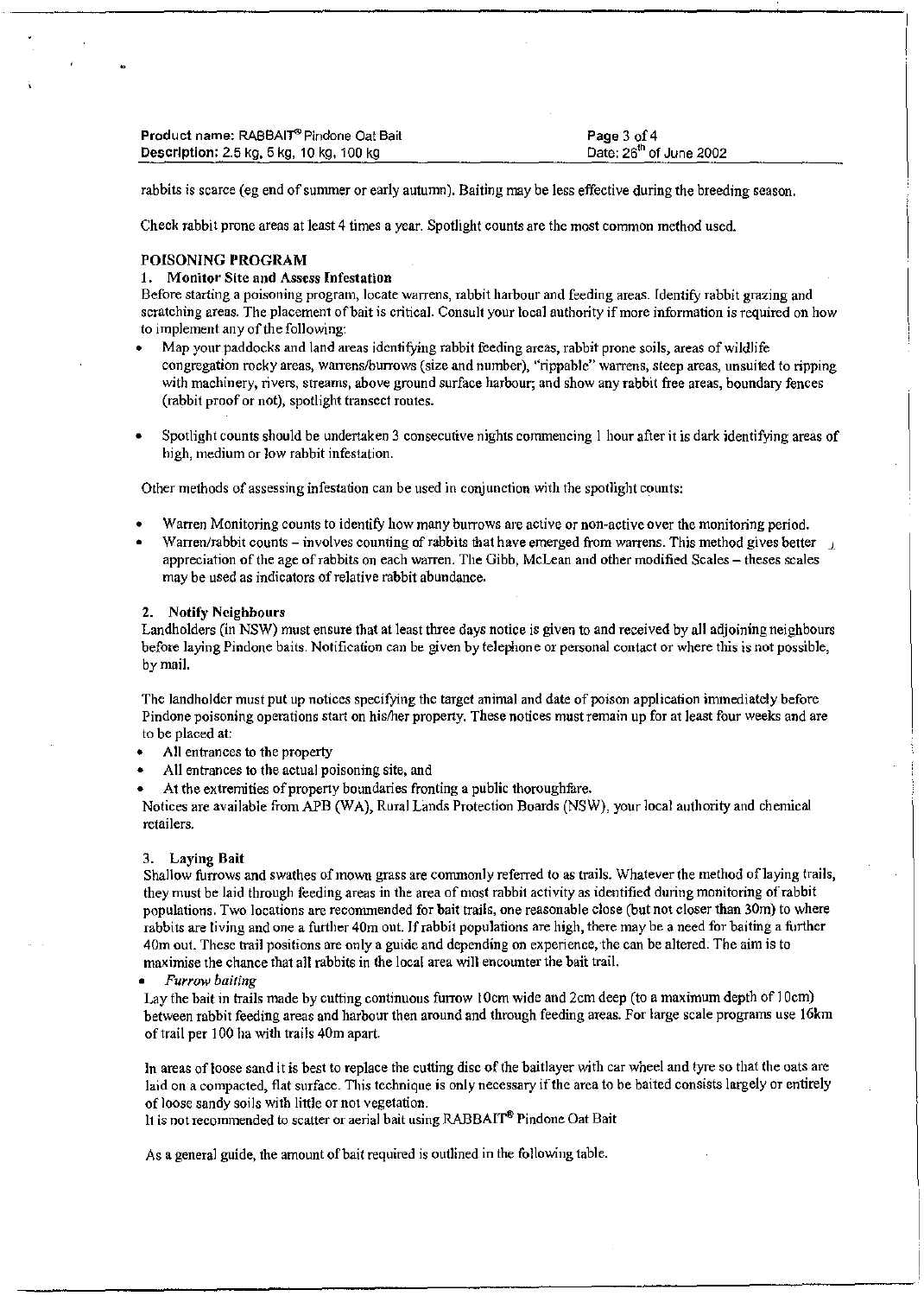rabbits is scarce (eg end of summer or early autumn). Baiting may be less effective during the breeding season.

Check rabbit prone areas at least 4 times a year. Spotlight counts are the most common method used.

## POISONING PROGRAM

### 1. Monitor Site and Assess Infestation

Before starting a poisoning program, locate warrens, rabbit harbour and feeding areas. Identify rabbit grazing and scratching areas. The placement of bait is critical. Consult your local authority if more information is required on how to implement any of the following:

- Map your paddocks and land areas identifying rabbit feeding areas, rabbit prone soils, areas of wildlife congregation rocky areas, warrens/burrows (size and number), "rippable" warrens, steep areas, unsuited to ripping with machinery, rivers, streams, above ground surface harbour; and show any rabbit free areas, boundary fences (rabbit proof or not), spotlight transect routes.

- Spotlight counts should be undertaken 3 consecutive nights commencing 1 hour after it is dark identifying areas of high, medium or low rabbit infestation.

Other methods of assessing infestation can be used in conjunction with the spotlight counts:

- Warren Monitoring counts to identify how many burrows are active or non-active over the monitoring period.
- Warren/rabbit counts – involves counting of rabbits that have emerged from warrens. This method gives better appreciation of the age of rabbits on each warren. The Gibb, McLean and other modified Scales – theses scales may be used as indicators of relative rabbit abundance.

### 2. Notify Neighbours

Landholders (in NSW) must ensure that at least three days notice is given to and received by all adjoining neighbours before laying Pindone baits. Notification can be given by telephone or personal contact or where this is not possible, by mail.

The landholder must put up notices specifying the target animal and date of poison application immediately before Pindone poisoning operations start on his/her property. These notices must remain up for at least four weeks and are to be placed at:

- All entrances to the property
- All entrances to the actual poisoning site, and
- At the extremities of property boundaries fronting a public thoroughfare.

Notices are available from APB (WA), Rural Lands Protection Boards (NSW), your local authority and chemical retailers.

### 3. Laying Bait

Shallow furrows and swathes of mown grass are commonly referred to as trails. Whatever the method of laying trails, they must be laid through feeding areas in the area of most rabbit activity as identified during monitoring of rabbit populations. Two locations are recommended for bait trails, one reasonable close (but not closer than 30m) to where rabbits are living and one a further 40m out. If rabbit populations are high, there may be a need for baiting a further 40m out. These trail positions are only a guide and depending on experience, the can be altered. The aim is to maximise the chance that all rabbits in the local area will encounter the bait trail.

- *Furrow baiting*

Lay the bait in trails made by cutting continuous furrow 10cm wide and 2cm deep (to a maximum depth of 10cm) between rabbit feeding areas and harbour then around and through feeding areas. For large scale programs use 16km of trail per 100 ha with trails 40m apart.

In areas of loose sand it is best to replace the cutting disc of the baitlayer with car wheel and tyre so that the oats are laid on a compacted, flat surface. This technique is only necessary if the area to be baited consists largely or entirely of loose sandy soils with little or not vegetation.

It is not recommended to scatter or aerial bait using RABBAIT® Pindone Oat Bait

As a general guide, the amount of bait required is outlined in the following table.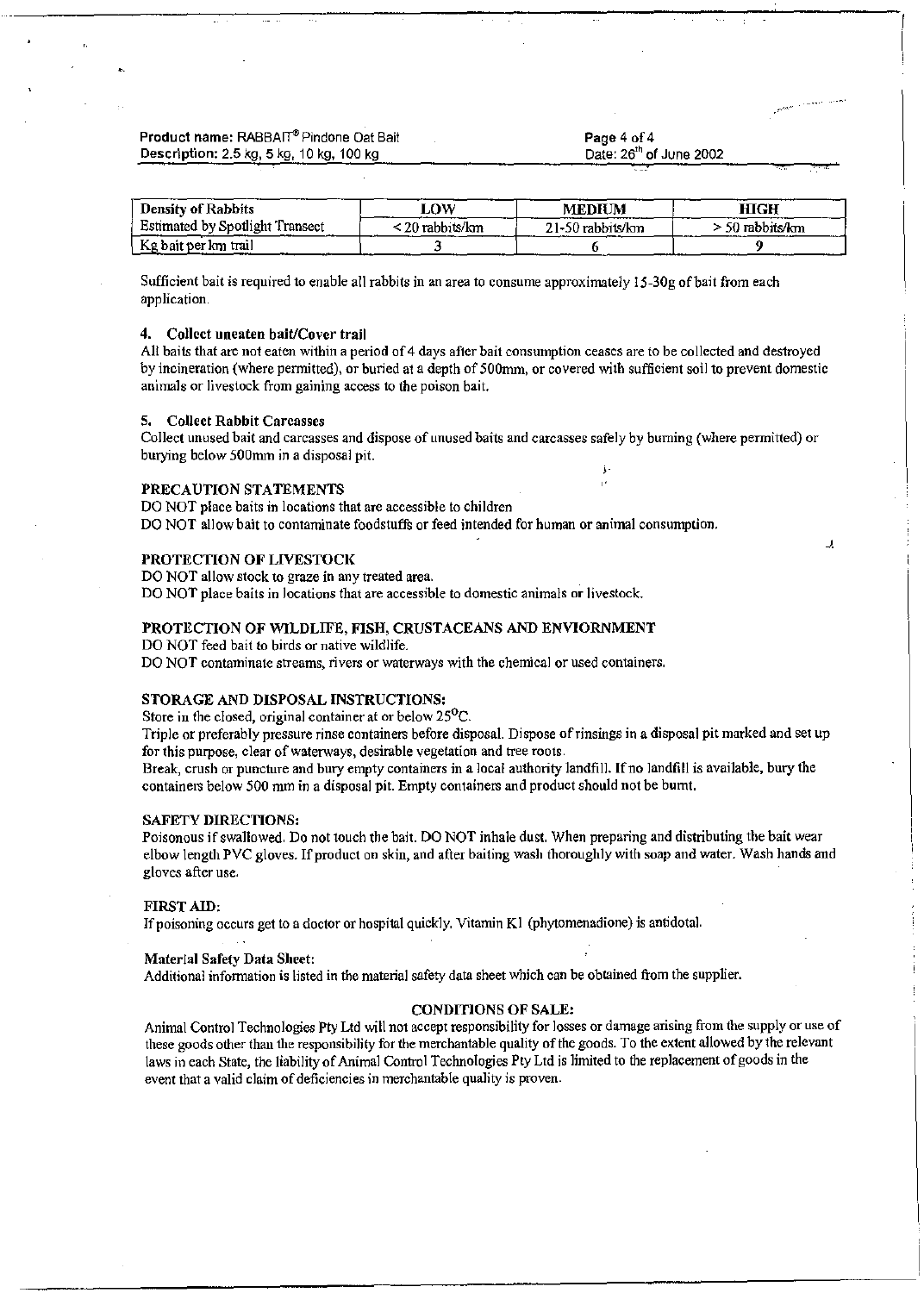| Density of Rabbits | LOW | MEDIUM | HIGH |
| --- | --- | --- | --- |
| Estimated by Spotlight Transect | < 20 rabbits/km | 21-50 rabbits/km | > 50 rabbits/km |
| Kg bait per km trail | 3 | 6 | 9 |

Sufficient bait is required to enable all rabbits in an area to consume approximately 15-30g of bait from each application.

### 4. Collect uneaten bait/Cover trail

All baits that are not eaten within a period of 4 days after bait consumption ceases are to be collected and destroyed by incineration (where permitted), or buried at a depth of 500mm, or covered with sufficient soil to prevent domestic animals or livestock from gaining access to the poison bait.

### 5. Collect Rabbit Carcasses

Collect unused bait and carcasses and dispose of unused baits and carcasses safely by burning (where permitted) or burying below 500mm in a disposal pit.

### PRECAUTION STATEMENTS

DO NOT place baits in locations that are accessible to children
DO NOT allow bait to contaminate foodstuffs or feed intended for human or animal consumption.

### PROTECTION OF LIVESTOCK

DO NOT allow stock to graze in any treated area.
DO NOT place baits in locations that are accessible to domestic animals or livestock.

### PROTECTION OF WILDLIFE, FISH, CRUSTACEANS AND ENVIORNMENT

DO NOT feed bait to birds or native wildlife.
DO NOT contaminate streams, rivers or waterways with the chemical or used containers.

### STORAGE AND DISPOSAL INSTRUCTIONS:

Store in the closed, original container at or below 25°C.

Triple or preferably pressure rinse containers before disposal. Dispose of rinsings in a disposal pit marked and set up for this purpose, clear of waterways, desirable vegetation and tree roots.

Break, crush or puncture and bury empty containers in a local authority landfill. If no landfill is available, bury the containers below 500 mm in a disposal pit. Empty containers and product should not be burnt.

### SAFETY DIRECTIONS:

Poisonous if swallowed. Do not touch the bait. DO NOT inhale dust. When preparing and distributing the bait wear elbow length PVC gloves. If product on skin, and after baiting wash thoroughly with soap and water. Wash hands and gloves after use.

### FIRST AID:

If poisoning occurs get to a doctor or hospital quickly. Vitamin K1 (phytomenadione) is antidotal.

### Material Safety Data Sheet:

Additional information is listed in the material safety data sheet which can be obtained from the supplier.

### CONDITIONS OF SALE:

Animal Control Technologies Pty Ltd will not accept responsibility for losses or damage arising from the supply or use of these goods other than the responsibility for the merchantable quality of the goods. To the extent allowed by the relevant laws in each State, the liability of Animal Control Technologies Pty Ltd is limited to the replacement of goods in the event that a valid claim of deficiencies in merchantable quality is proven.